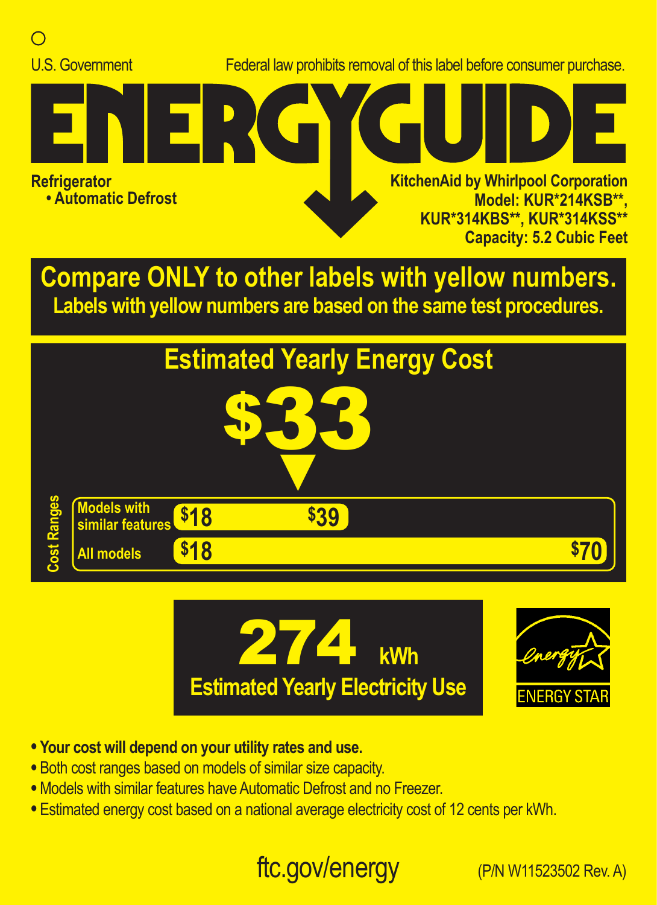U.S. Government

Federal law prohibits removal of this label before consumer purchase.

# ENERGYGUIDE

**Refrigerator**
**• Automatic Defrost**

**KitchenAid by Whirlpool Corporation**
**Model: KUR*214KSB**, KUR*314KBS**, KUR*314KSS****
**Capacity: 5.2 Cubic Feet**

## Compare ONLY to other labels with yellow numbers.

**Labels with yellow numbers are based on the same test procedures.**

## Estimated Yearly Energy Cost

# $33

**Cost Ranges**

| | | |
|---|---|---|
| Models with similar features | $18 | $39 |
| All models | $18 | $70 |

# 274 kWh

**Estimated Yearly Electricity Use**

ENERGY STAR

- **Your cost will depend on your utility rates and use.**
- Both cost ranges based on models of similar size capacity.
- Models with similar features have Automatic Defrost and no Freezer.
- Estimated energy cost based on a national average electricity cost of 12 cents per kWh.

ftc.gov/energy

(P/N W11523502 Rev. A)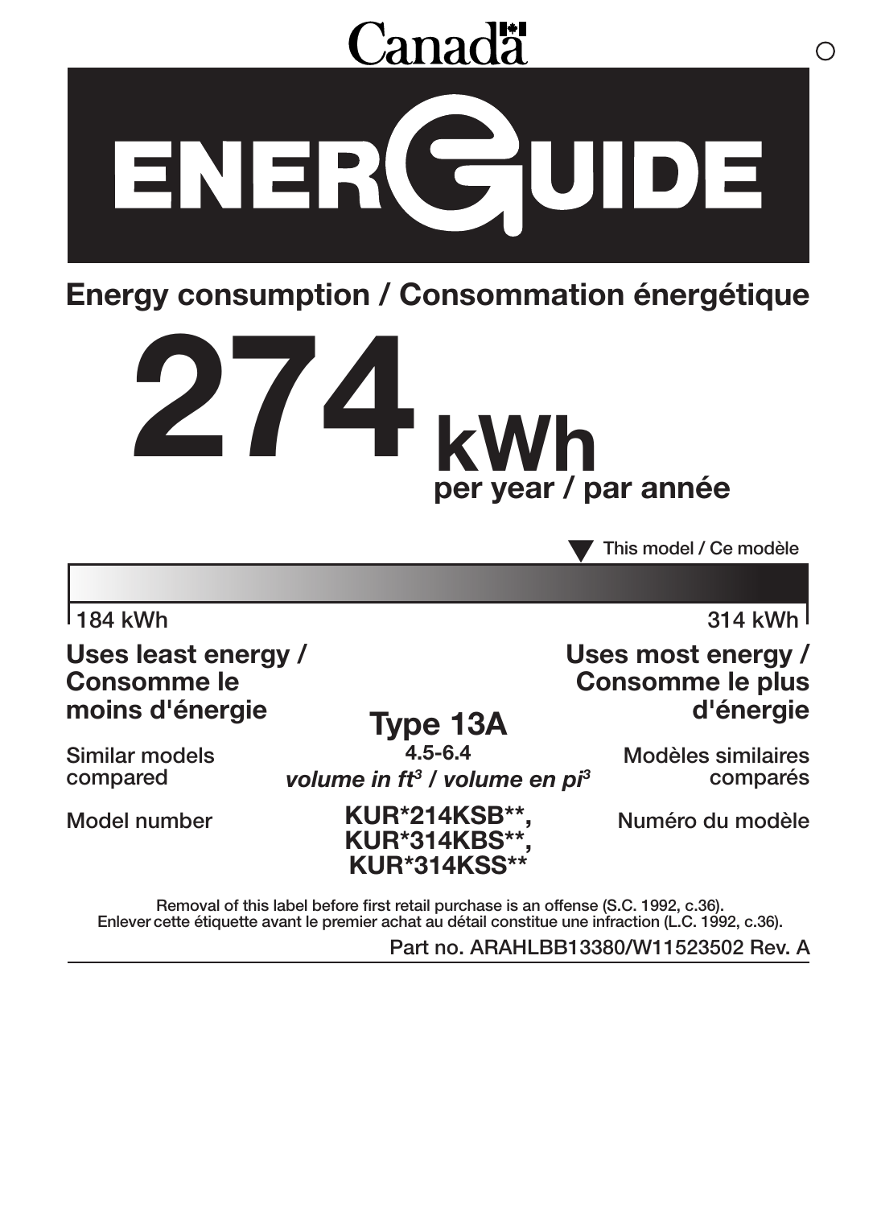Canada

# ENERGUIDE

## Energy consumption / Consommation énergétique

# 274 kWh

**per year / par année**

This model / Ce modèle

184 kWh

314 kWh

**Uses least energy / Consomme le moins d'énergie**

**Uses most energy / Consomme le plus d'énergie**

## Type 13A

Similar models compared

**4.5-6.4**

***volume in ft$^3$ / volume en pi$^3$***

Modèles similaires comparés

Model number

**KUR*214KSB**, KUR*314KBS**, KUR*314KSS****

Numéro du modèle

Removal of this label before first retail purchase is an offense (S.C. 1992, c.36).
Enlever cette étiquette avant le premier achat au détail constitue une infraction (L.C. 1992, c.36).

Part no. ARAHLBB13380/W11523502 Rev. A